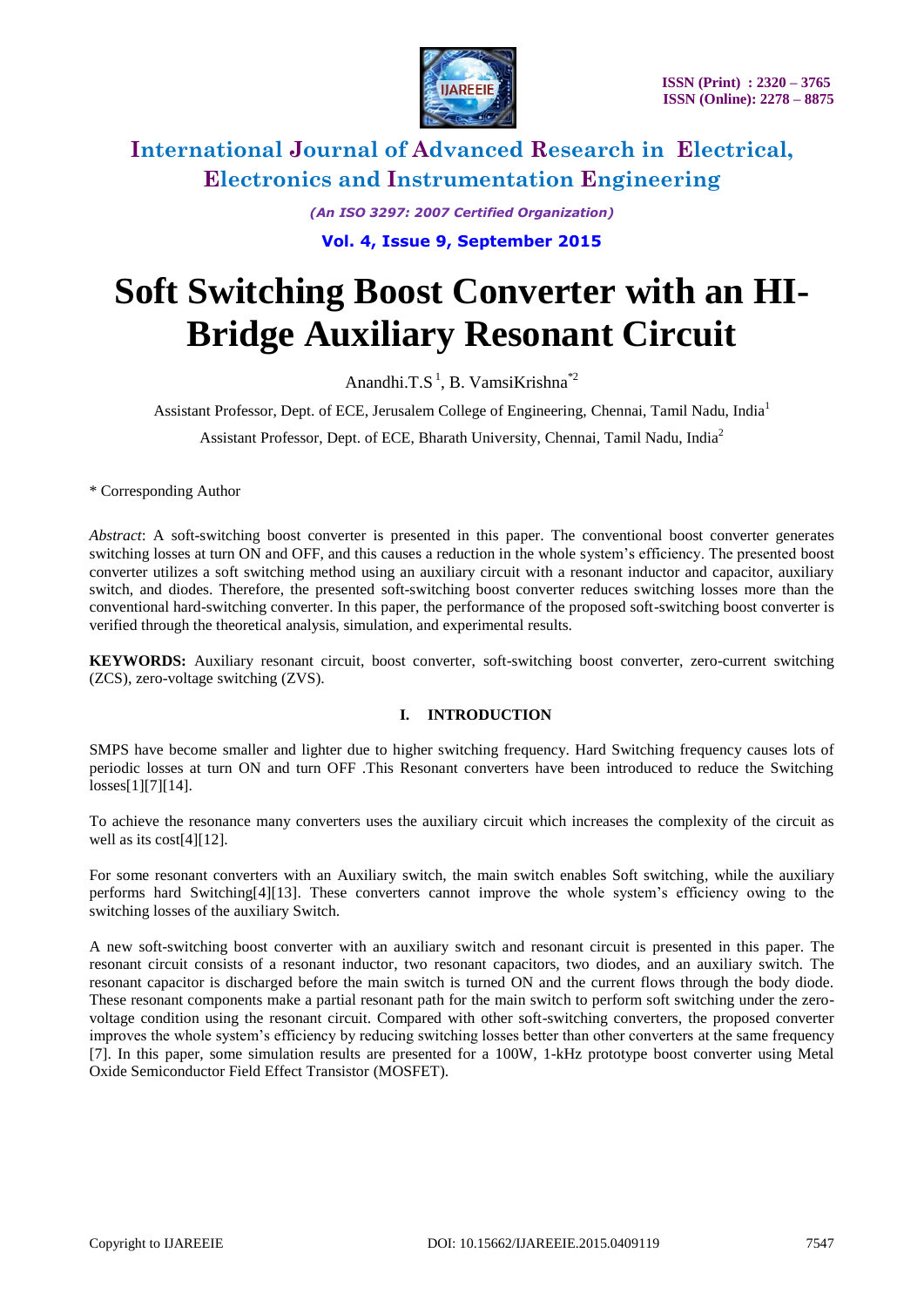# Soft Switching Boost Converter with an HI-Bridge Auxiliary Resonant Circuit

Anandhi.T.S [1], B. VamsiKrishna [*2]

Assistant Professor, Dept. of ECE, Jerusalem College of Engineering, Chennai, Tamil Nadu, India[1]

Assistant Professor, Dept. of ECE, Bharath University, Chennai, Tamil Nadu, India[2]

\* Corresponding Author

*Abstract*: A soft-switching boost converter is presented in this paper. The conventional boost converter generates switching losses at turn ON and OFF, and this causes a reduction in the whole system's efficiency. The presented boost converter utilizes a soft switching method using an auxiliary circuit with a resonant inductor and capacitor, auxiliary switch, and diodes. Therefore, the presented soft-switching boost converter reduces switching losses more than the conventional hard-switching converter. In this paper, the performance of the proposed soft-switching boost converter is verified through the theoretical analysis, simulation, and experimental results.

**KEYWORDS:** Auxiliary resonant circuit, boost converter, soft-switching boost converter, zero-current switching (ZCS), zero-voltage switching (ZVS).

## I. INTRODUCTION

SMPS have become smaller and lighter due to higher switching frequency. Hard Switching frequency causes lots of periodic losses at turn ON and turn OFF .This Resonant converters have been introduced to reduce the Switching losses[1][7][14].

To achieve the resonance many converters uses the auxiliary circuit which increases the complexity of the circuit as well as its cost[4][12].

For some resonant converters with an Auxiliary switch, the main switch enables Soft switching, while the auxiliary performs hard Switching[4][13]. These converters cannot improve the whole system's efficiency owing to the switching losses of the auxiliary Switch.

A new soft-switching boost converter with an auxiliary switch and resonant circuit is presented in this paper. The resonant circuit consists of a resonant inductor, two resonant capacitors, two diodes, and an auxiliary switch. The resonant capacitor is discharged before the main switch is turned ON and the current flows through the body diode. These resonant components make a partial resonant path for the main switch to perform soft switching under the zero-voltage condition using the resonant circuit. Compared with other soft-switching converters, the proposed converter improves the whole system's efficiency by reducing switching losses better than other converters at the same frequency [7]. In this paper, some simulation results are presented for a 100W, 1-kHz prototype boost converter using Metal Oxide Semiconductor Field Effect Transistor (MOSFET).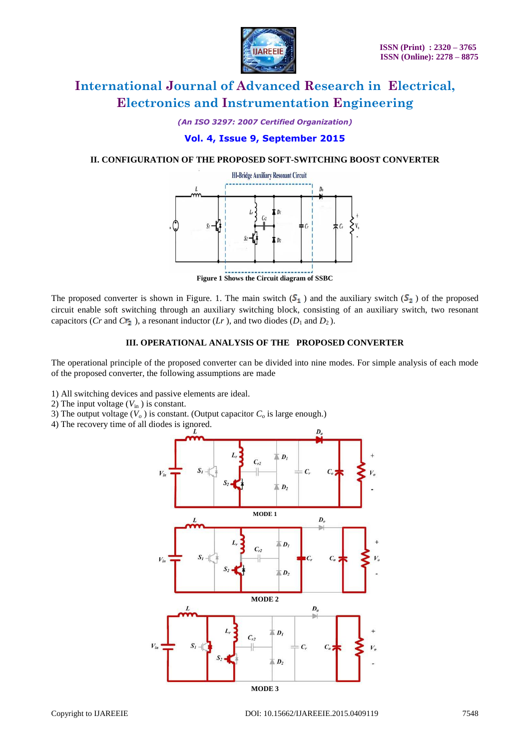## II. CONFIGURATION OF THE PROPOSED SOFT-SWITCHING BOOST CONVERTER

**Figure 1 Shows the Circuit diagram of SSBC**

The proposed converter is shown in Figure. 1. The main switch ($S_1$) and the auxiliary switch ($S_2$) of the proposed circuit enable soft switching through an auxiliary switching block, consisting of an auxiliary switch, two resonant capacitors (*Cr* and $Cr_2$), a resonant inductor (*Lr*), and two diodes ($D_1$ and $D_2$).

## III. OPERATIONAL ANALYSIS OF THE PROPOSED CONVERTER

The operational principle of the proposed converter can be divided into nine modes. For simple analysis of each mode of the proposed converter, the following assumptions are made

1) All switching devices and passive elements are ideal.
2) The input voltage ($V_{in}$) is constant.
3) The output voltage ($V_o$) is constant. (Output capacitor $C_o$ is large enough.)
4) The recovery time of all diodes is ignored.

MODE 1

MODE 2

MODE 3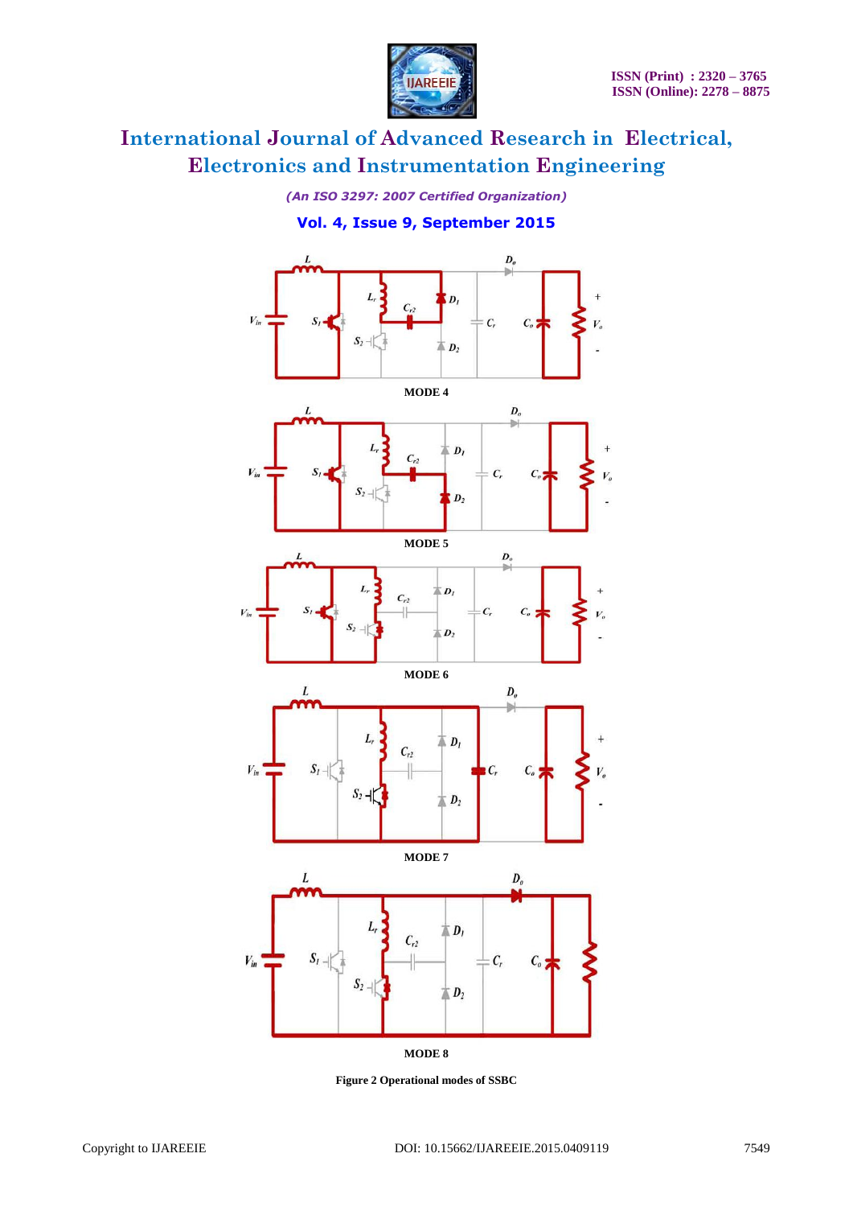MODE 4

MODE 5

MODE 6

MODE 7

MODE 8

**Figure 2 Operational modes of SSBC**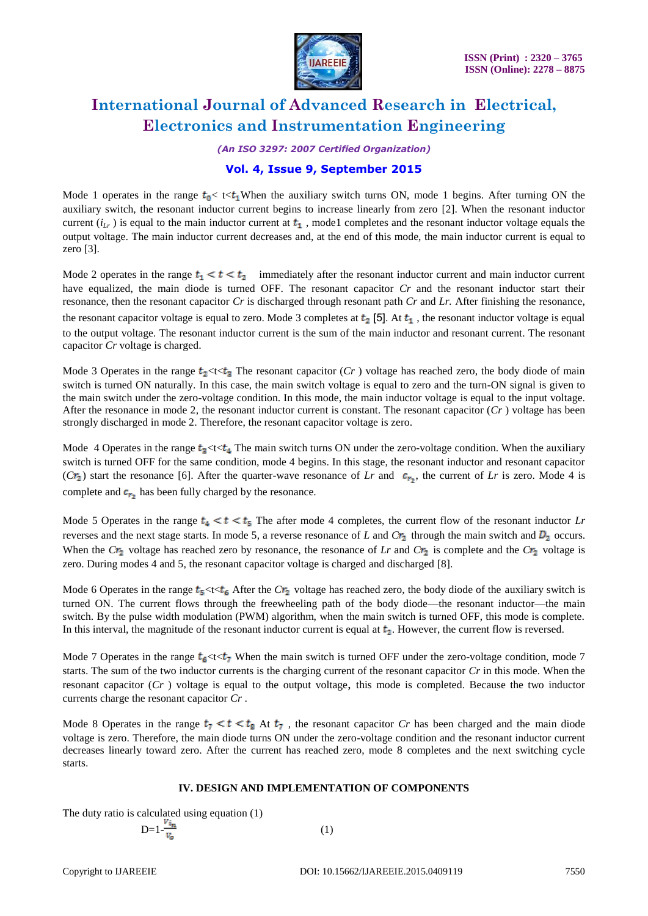Mode 1 operates in the range $t_0$< t<$t_1$When the auxiliary switch turns ON, mode 1 begins. After turning ON the auxiliary switch, the resonant inductor current begins to increase linearly from zero [2]. When the resonant inductor current ($i_{Lr}$ ) is equal to the main inductor current at $t_1$ , mode1 completes and the resonant inductor voltage equals the output voltage. The main inductor current decreases and, at the end of this mode, the main inductor current is equal to zero [3].

Mode 2 operates in the range $t_1 < t < t_2$ immediately after the resonant inductor current and main inductor current have equalized, the main diode is turned OFF. The resonant capacitor *Cr* and the resonant inductor start their resonance, then the resonant capacitor *Cr* is discharged through resonant path *Cr* and *Lr*. After finishing the resonance, the resonant capacitor voltage is equal to zero. Mode 3 completes at $t_2$ [5]. At $t_1$ , the resonant inductor voltage is equal to the output voltage. The resonant inductor current is the sum of the main inductor and resonant current. The resonant capacitor *Cr* voltage is charged.

Mode 3 Operates in the range $t_2$<t<$t_3$ The resonant capacitor (*Cr* ) voltage has reached zero, the body diode of main switch is turned ON naturally. In this case, the main switch voltage is equal to zero and the turn-ON signal is given to the main switch under the zero-voltage condition. In this mode, the main inductor voltage is equal to the input voltage. After the resonance in mode 2, the resonant inductor current is constant. The resonant capacitor (*Cr* ) voltage has been strongly discharged in mode 2. Therefore, the resonant capacitor voltage is zero.

Mode 4 Operates in the range $t_3$<t<$t_4$ The main switch turns ON under the zero-voltage condition. When the auxiliary switch is turned OFF for the same condition, mode 4 begins. In this stage, the resonant inductor and resonant capacitor ($Cr_2$) start the resonance [6]. After the quarter-wave resonance of *Lr* and $c_{r_2}$, the current of *Lr* is zero. Mode 4 is complete and $c_{r_2}$ has been fully charged by the resonance.

Mode 5 Operates in the range $t_4 < t < t_5$ The after mode 4 completes, the current flow of the resonant inductor *Lr* reverses and the next stage starts. In mode 5, a reverse resonance of *L* and $Cr_2$ through the main switch and $D_2$ occurs. When the $Cr_2$ voltage has reached zero by resonance, the resonance of *Lr* and $Cr_2$ is complete and the $Cr_2$ voltage is zero. During modes 4 and 5, the resonant capacitor voltage is charged and discharged [8].

Mode 6 Operates in the range $t_5$<t<$t_6$ After the $Cr_2$ voltage has reached zero, the body diode of the auxiliary switch is turned ON. The current flows through the freewheeling path of the body diode—the resonant inductor—the main switch. By the pulse width modulation (PWM) algorithm, when the main switch is turned OFF, this mode is complete. In this interval, the magnitude of the resonant inductor current is equal at $t_2$. However, the current flow is reversed.

Mode 7 Operates in the range $t_6$<t<$t_7$ When the main switch is turned OFF under the zero-voltage condition, mode 7 starts. The sum of the two inductor currents is the charging current of the resonant capacitor *Cr* in this mode. When the resonant capacitor (*Cr* ) voltage is equal to the output voltage, this mode is completed. Because the two inductor currents charge the resonant capacitor *Cr* .

Mode 8 Operates in the range $t_7 < t < t_8$ At $t_7$ , the resonant capacitor *Cr* has been charged and the main diode voltage is zero. Therefore, the main diode turns ON under the zero-voltage condition and the resonant inductor current decreases linearly toward zero. After the current has reached zero, mode 8 completes and the next switching cycle starts.

## IV. DESIGN AND IMPLEMENTATION OF COMPONENTS

The duty ratio is calculated using equation (1)

$$D=1-\frac{V_{in}}{V_o} \qquad (1)$$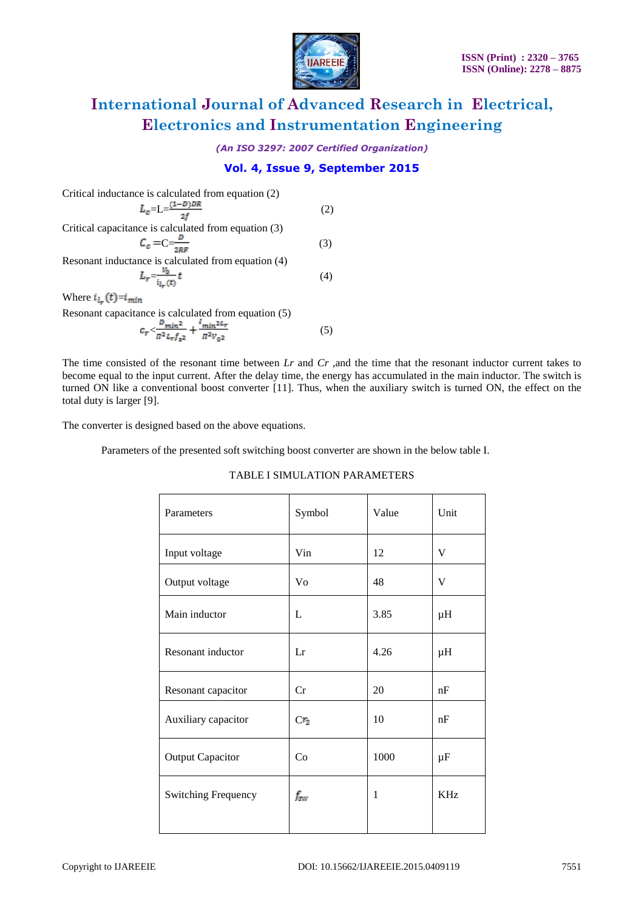Critical inductance is calculated from equation (2)

$$L_c = L = \frac{(1-D)DR}{2f} \qquad (2)$$

Critical capacitance is calculated from equation (3)

$$C_c = C = \frac{D}{2RF} \qquad (3)$$

Resonant inductance is calculated from equation (4)

$$L_r = \frac{V_0}{i_{l_r}(t)} t \qquad (4)$$

Where $i_{l_r}(t) = i_{min}$

Resonant capacitance is calculated from equation (5)

$$C_r < \frac{D_{min^2}}{\Pi^2 L_r f_{s^2}} + \frac{I_{min^2} L_r}{\Pi^2 V_{0^2}} \qquad (5)$$

The time consisted of the resonant time between *Lr* and *Cr* ,and the time that the resonant inductor current takes to become equal to the input current. After the delay time, the energy has accumulated in the main inductor. The switch is turned ON like a conventional boost converter [11]. Thus, when the auxiliary switch is turned ON, the effect on the total duty is larger [9].

The converter is designed based on the above equations.

Parameters of the presented soft switching boost converter are shown in the below table I.

TABLE I SIMULATION PARAMETERS

| Parameters | Symbol | Value | Unit |
|---|---|---|---|
| Input voltage | Vin | 12 | V |
| Output voltage | Vo | 48 | V |
| Main inductor | L | 3.85 | μH |
| Resonant inductor | Lr | 4.26 | μH |
| Resonant capacitor | Cr | 20 | nF |
| Auxiliary capacitor | $Cr_2$ | 10 | nF |
| Output Capacitor | Co | 1000 | μF |
| Switching Frequency | $f_{sw}$ | 1 | KHz |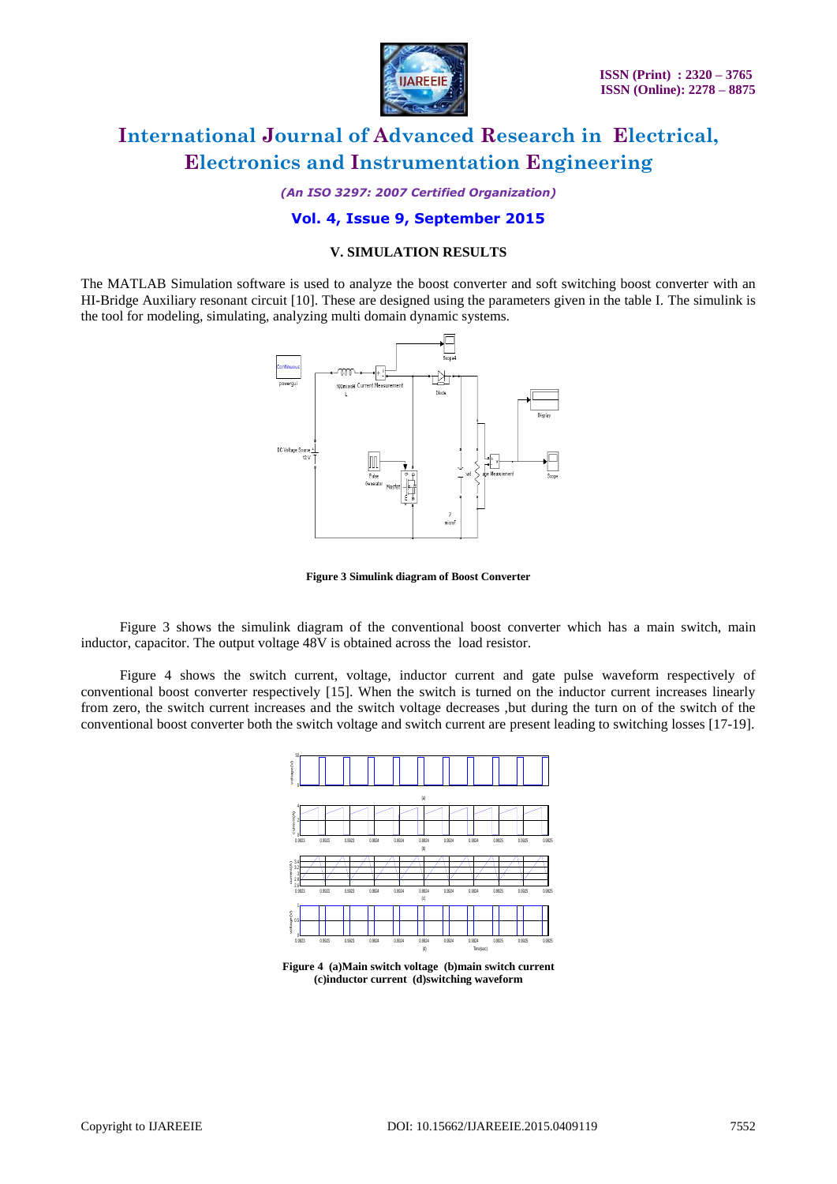## V. SIMULATION RESULTS

The MATLAB Simulation software is used to analyze the boost converter and soft switching boost converter with an HI-Bridge Auxiliary resonant circuit [10]. These are designed using the parameters given in the table I. The simulink is the tool for modeling, simulating, analyzing multi domain dynamic systems.

**Figure 3 Simulink diagram of Boost Converter**

Figure 3 shows the simulink diagram of the conventional boost converter which has a main switch, main inductor, capacitor. The output voltage 48V is obtained across the load resistor.

Figure 4 shows the switch current, voltage, inductor current and gate pulse waveform respectively of conventional boost converter respectively [15]. When the switch is turned on the inductor current increases linearly from zero, the switch current increases and the switch voltage decreases ,but during the turn on of the switch of the conventional boost converter both the switch voltage and switch current are present leading to switching losses [17-19].

**Figure 4 (a)Main switch voltage (b)main switch current (c)inductor current (d)switching waveform**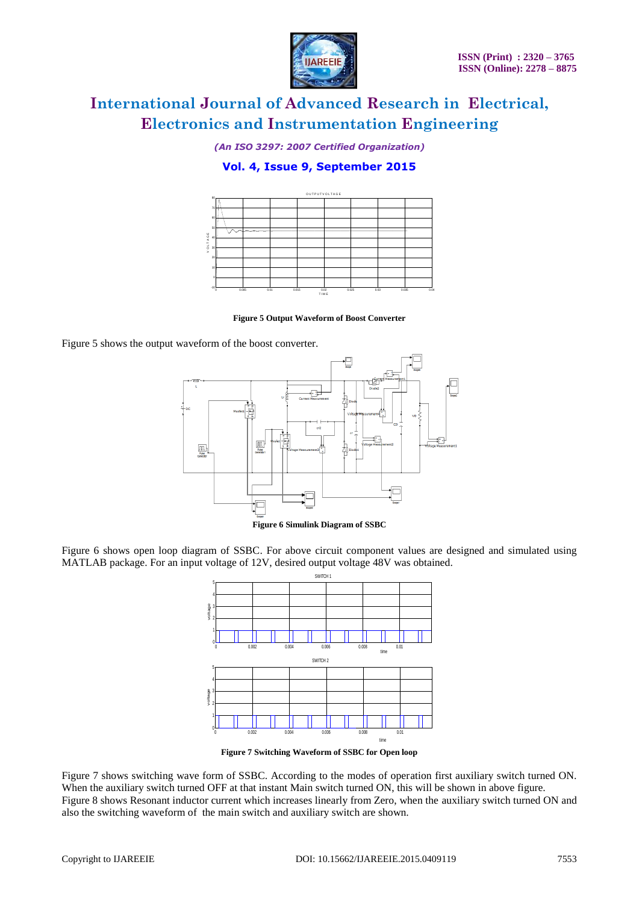**Figure 5 Output Waveform of Boost Converter**

Figure 5 shows the output waveform of the boost converter.

**Figure 6 Simulink Diagram of SSBC**

Figure 6 shows open loop diagram of SSBC. For above circuit component values are designed and simulated using MATLAB package. For an input voltage of 12V, desired output voltage 48V was obtained.

**Figure 7 Switching Waveform of SSBC for Open loop**

Figure 7 shows switching wave form of SSBC. According to the modes of operation first auxiliary switch turned ON. When the auxiliary switch turned OFF at that instant Main switch turned ON, this will be shown in above figure. Figure 8 shows Resonant inductor current which increases linearly from Zero, when the auxiliary switch turned ON and also the switching waveform of the main switch and auxiliary switch are shown.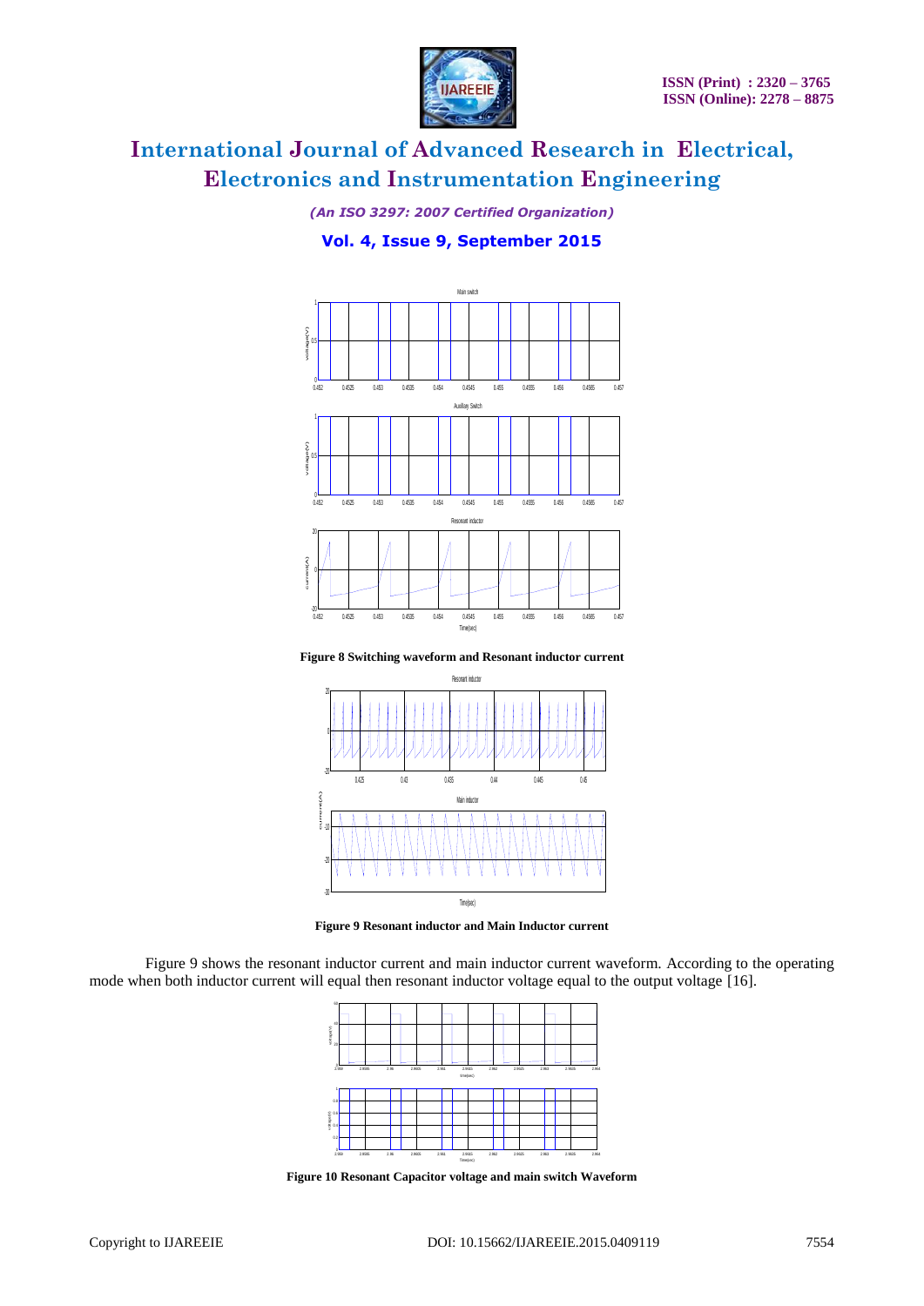Figure 8 Switching waveform and Resonant inductor current

Figure 9 Resonant inductor and Main Inductor current

Figure 9 shows the resonant inductor current and main inductor current waveform. According to the operating mode when both inductor current will equal then resonant inductor voltage equal to the output voltage [16].

Figure 10 Resonant Capacitor voltage and main switch Waveform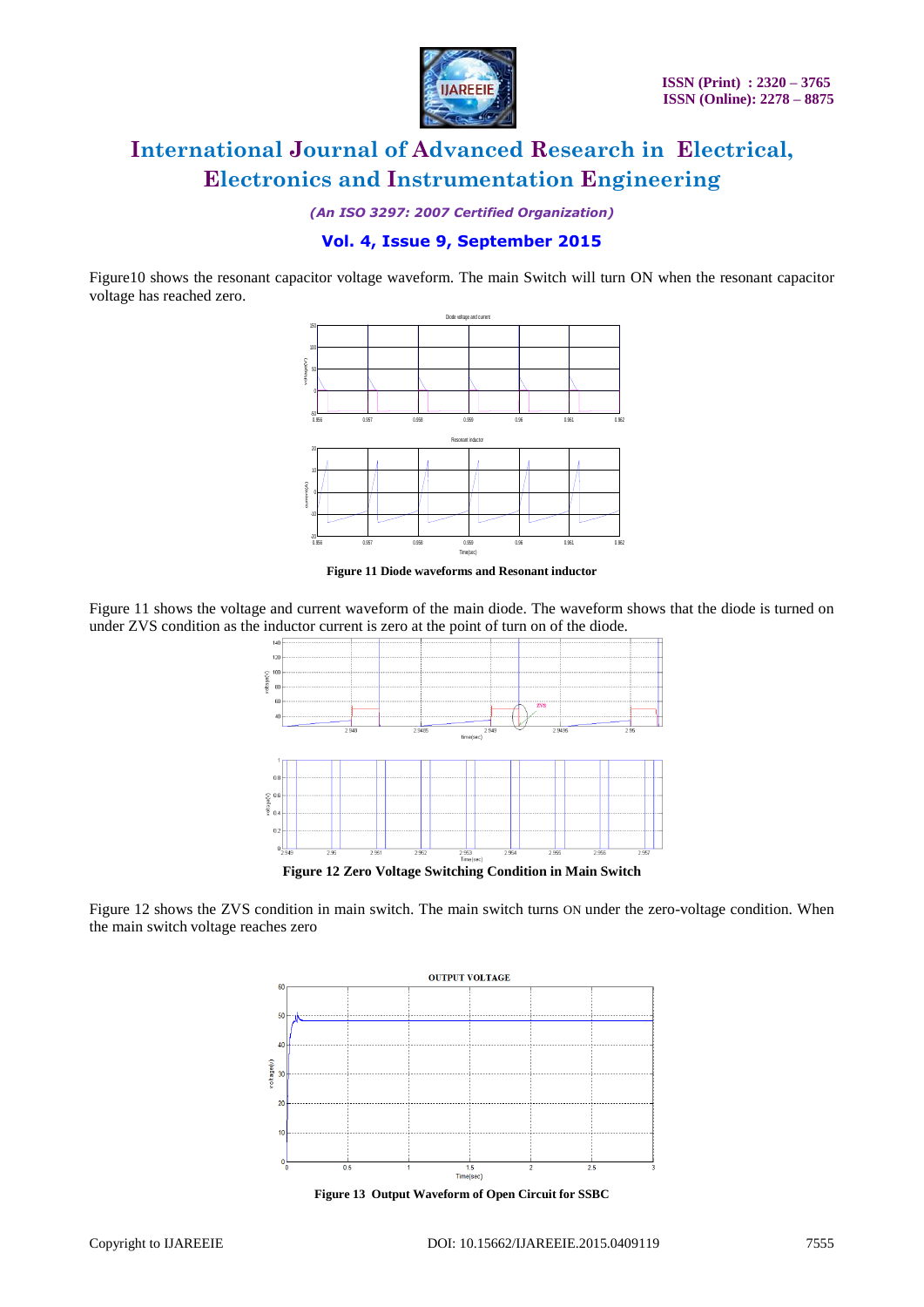Figure10 shows the resonant capacitor voltage waveform. The main Switch will turn ON when the resonant capacitor voltage has reached zero.

**Figure 11 Diode waveforms and Resonant inductor**

Figure 11 shows the voltage and current waveform of the main diode. The waveform shows that the diode is turned on under ZVS condition as the inductor current is zero at the point of turn on of the diode.

**Figure 12 Zero Voltage Switching Condition in Main Switch**

Figure 12 shows the ZVS condition in main switch. The main switch turns ON under the zero-voltage condition. When the main switch voltage reaches zero

**Figure 13 Output Waveform of Open Circuit for SSBC**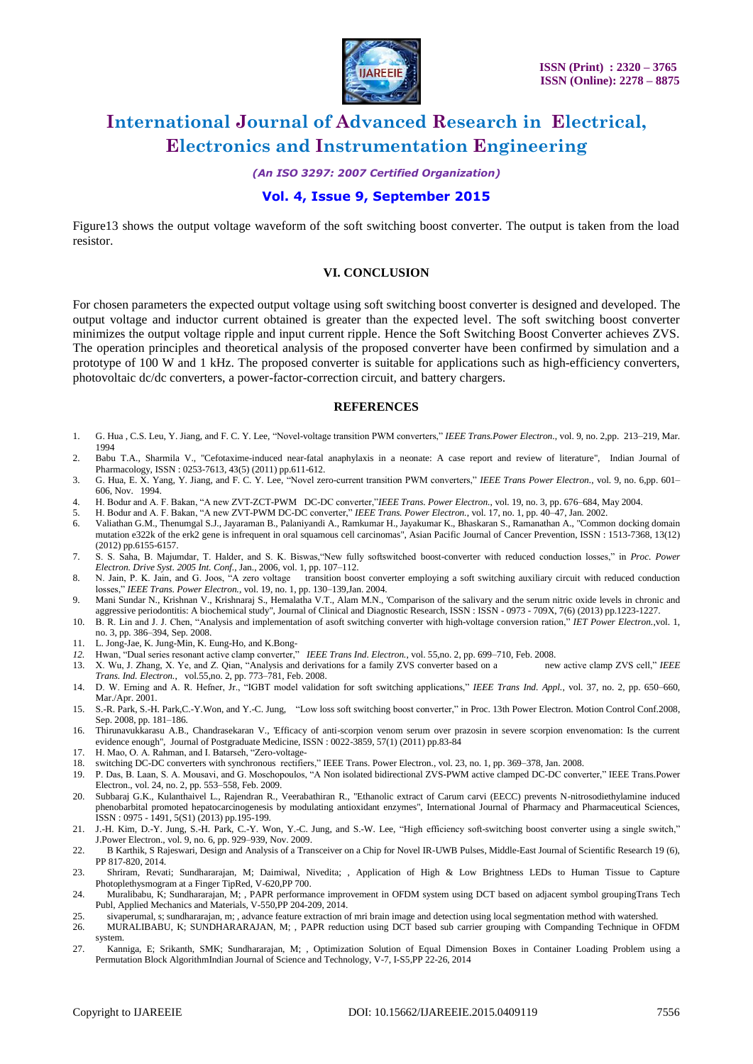Figure13 shows the output voltage waveform of the soft switching boost converter. The output is taken from the load resistor.

## VI. CONCLUSION

For chosen parameters the expected output voltage using soft switching boost converter is designed and developed. The output voltage and inductor current obtained is greater than the expected level. The soft switching boost converter minimizes the output voltage ripple and input current ripple. Hence the Soft Switching Boost Converter achieves ZVS. The operation principles and theoretical analysis of the proposed converter have been confirmed by simulation and a prototype of 100 W and 1 kHz. The proposed converter is suitable for applications such as high-efficiency converters, photovoltaic dc/dc converters, a power-factor-correction circuit, and battery chargers.

## REFERENCES

1. G. Hua , C.S. Leu, Y. Jiang, and F. C. Y. Lee, "Novel-voltage transition PWM converters," *IEEE Trans.Power Electron.*, vol. 9, no. 2,pp. 213–219, Mar. 1994
2. Babu T.A., Sharmila V., "Cefotaxime-induced near-fatal anaphylaxis in a neonate: A case report and review of literature", Indian Journal of Pharmacology, ISSN : 0253-7613, 43(5) (2011) pp.611-612.
3. G. Hua, E. X. Yang, Y. Jiang, and F. C. Y. Lee, "Novel zero-current transition PWM converters," *IEEE Trans Power Electron.*, vol. 9, no. 6,pp. 601–606, Nov. 1994.
4. H. Bodur and A. F. Bakan, "A new ZVT-ZCT-PWM DC-DC converter,"*IEEE Trans. Power Electron.*, vol. 19, no. 3, pp. 676–684, May 2004.
5. H. Bodur and A. F. Bakan, "A new ZVT-PWM DC-DC converter," *IEEE Trans. Power Electron.*, vol. 17, no. 1, pp. 40–47, Jan. 2002.
6. Valiathan G.M., Thenumgal S.J., Jayaraman B., Palaniyandi A., Ramkumar H., Jayakumar K., Bhaskaran S., Ramanathan A., "Common docking domain mutation e322k of the erk2 gene is infrequent in oral squamous cell carcinomas", Asian Pacific Journal of Cancer Prevention, ISSN : 1513-7368, 13(12) (2012) pp.6155-6157.
7. S. S. Saha, B. Majumdar, T. Halder, and S. K. Biswas,"New fully softswitched boost-converter with reduced conduction losses," in *Proc. Power Electron. Drive Syst. 2005 Int. Conf.*, Jan., 2006, vol. 1, pp. 107–112.
8. N. Jain, P. K. Jain, and G. Joos, "A zero voltage transition boost converter employing a soft switching auxiliary circuit with reduced conduction losses," *IEEE Trans. Power Electron.*, vol. 19, no. 1, pp. 130–139,Jan. 2004.
9. Mani Sundar N., Krishnan V., Krishnaraj S., Hemalatha V.T., Alam M.N., 'Comparison of the salivary and the serum nitric oxide levels in chronic and aggressive periodontitis: A biochemical study", Journal of Clinical and Diagnostic Research, ISSN : ISSN - 0973 - 709X, 7(6) (2013) pp.1223-1227.
10. B. R. Lin and J. J. Chen, "Analysis and implementation of asoft switching converter with high-voltage conversion ration," *IET Power Electron.*,vol. 1, no. 3, pp. 386–394, Sep. 2008.
11. L. Jong-Jae, K. Jung-Min, K. Eung-Ho, and K.Bong-
12. Hwan, "Dual series resonant active clamp converter," *IEEE Trans Ind. Electron.*, vol. 55,no. 2, pp. 699–710, Feb. 2008.
13. X. Wu, J. Zhang, X. Ye, and Z. Qian, "Analysis and derivations for a family ZVS converter based on a new active clamp ZVS cell," *IEEE Trans. Ind. Electron.*, vol.55,no. 2, pp. 773–781, Feb. 2008.
14. D. W. Erning and A. R. Hefner, Jr., "IGBT model validation for soft switching applications," *IEEE Trans Ind. Appl.*, vol. 37, no. 2, pp. 650–660, Mar./Apr. 2001.
15. S.-R. Park, S.-H. Park,C.-Y.Won, and Y.-C. Jung, "Low loss soft switching boost converter," in Proc. 13th Power Electron. Motion Control Conf.2008, Sep. 2008, pp. 181–186.
16. Thirunavukkarasu A.B., Chandrasekaran V., 'Efficacy of anti-scorpion venom serum over prazosin in severe scorpion envenomation: Is the current evidence enough", Journal of Postgraduate Medicine, ISSN : 0022-3859, 57(1) (2011) pp.83-84
17. H. Mao, O. A. Rahman, and I. Batarseh, "Zero-voltage-
18. switching DC-DC converters with synchronous rectifiers," IEEE Trans. Power Electron., vol. 23, no. 1, pp. 369–378, Jan. 2008.
19. P. Das, B. Laan, S. A. Mousavi, and G. Moschopoulos, "A Non isolated bidirectional ZVS-PWM active clamped DC-DC converter," IEEE Trans.Power Electron., vol. 24, no. 2, pp. 553–558, Feb. 2009.
20. Subbaraj G.K., Kulanthaivel L., Rajendran R., Veerabathiran R., "Ethanolic extract of Carum carvi (EECC) prevents N-nitrosodiethylamine induced phenobarbital promoted hepatocarcinogenesis by modulating antioxidant enzymes", International Journal of Pharmacy and Pharmaceutical Sciences, ISSN : 0975 - 1491, 5(S1) (2013) pp.195-199.
21. J.-H. Kim, D.-Y. Jung, S.-H. Park, C.-Y. Won, Y.-C. Jung, and S.-W. Lee, "High efficiency soft-switching boost converter using a single switch," J.Power Electron., vol. 9, no. 6, pp. 929–939, Nov. 2009.
22. B Karthik, S Rajeswari, Design and Analysis of a Transceiver on a Chip for Novel IR-UWB Pulses, Middle-East Journal of Scientific Research 19 (6), PP 817-820, 2014.
23. Shriram, Revati; Sundhararajan, M; Daimiwal, Nivedita; , Application of High & Low Brightness LEDs to Human Tissue to Capture Photoplethysmogram at a Finger TipRed, V-620,PP 700.
24. Muralibabu, K; Sundhararajan, M; , PAPR performance improvement in OFDM system using DCT based on adjacent symbol groupingTrans Tech Publ, Applied Mechanics and Materials, V-550,PP 204-209, 2014.
25. sivaperumal, s; sundhararajan, m; , advance feature extraction of mri brain image and detection using local segmentation method with watershed.
26. MURALIBABU, K; SUNDHARARAJAN, M; , PAPR reduction using DCT based sub carrier grouping with Companding Technique in OFDM system.
27. Kanniga, E; Srikanth, SMK; Sundhararajan, M; , Optimization Solution of Equal Dimension Boxes in Container Loading Problem using a Permutation Block AlgorithmIndian Journal of Science and Technology, V-7, I-S5,PP 22-26, 2014